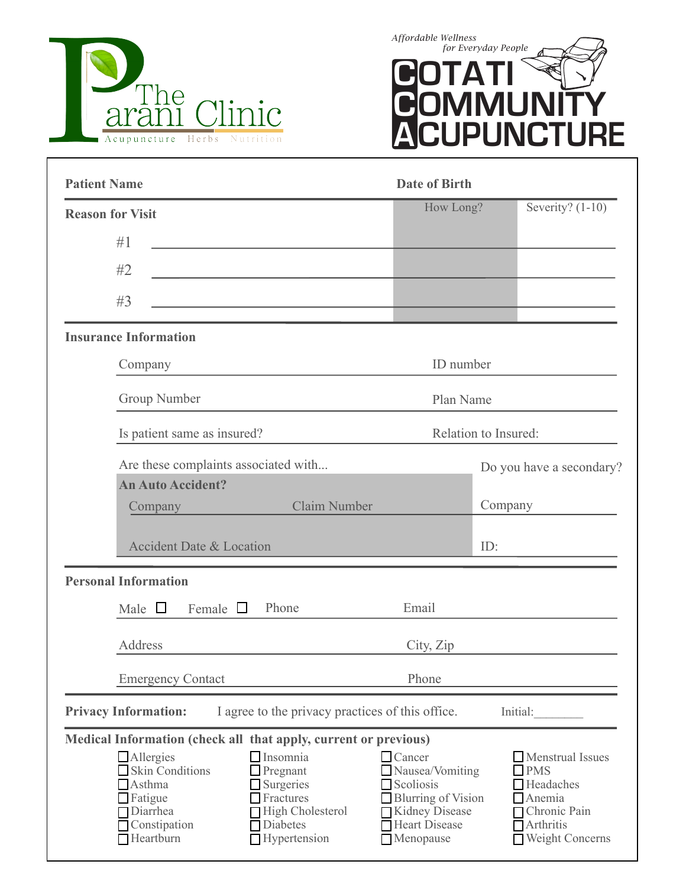# The Parani Clinic

Acupuncture Herbs Nutrition

*Affordable Wellness for Everyday People*

# COTATI COMMUNITY ACUPUNCTURE

**Patient Name** ____________________ **Date of Birth** ____________________

**Reason for Visit**

| | How Long? | Severity? (1-10) |
|---|---|---|
| #1 ____________________ | | |
| #2 ____________________ | | |
| #3 ____________________ | | |

**Insurance Information**

Company ____________________ ID number ____________________

Group Number ____________________ Plan Name ____________________

Is patient same as insured? ____________________ Relation to Insured: ____________________

Are these complaints associated with...

**An Auto Accident?**

Company ____________________ Claim Number ____________________

Accident Date & Location ____________________

Do you have a secondary?

Company ____________________

ID: ____________________

**Personal Information**

Male ☐ Female ☐ Phone ____________________ Email ____________________

Address ____________________ City, Zip ____________________

Emergency Contact ____________________ Phone ____________________

**Privacy Information:** I agree to the privacy practices of this office. Initial:________

**Medical Information (check all that apply, current or previous)**

| | | | |
|---|---|---|---|
| ☐ Allergies | ☐ Insomnia | ☐ Cancer | ☐ Menstrual Issues |
| ☐ Skin Conditions | ☐ Pregnant | ☐ Nausea/Vomiting | ☐ PMS |
| ☐ Asthma | ☐ Surgeries | ☐ Scoliosis | ☐ Headaches |
| ☐ Fatigue | ☐ Fractures | ☐ Blurring of Vision | ☐ Anemia |
| ☐ Diarrhea | ☐ High Cholesterol | ☐ Kidney Disease | ☐ Chronic Pain |
| ☐ Constipation | ☐ Diabetes | ☐ Heart Disease | ☐ Arthritis |
| ☐ Heartburn | ☐ Hypertension | ☐ Menopause | ☐ Weight Concerns |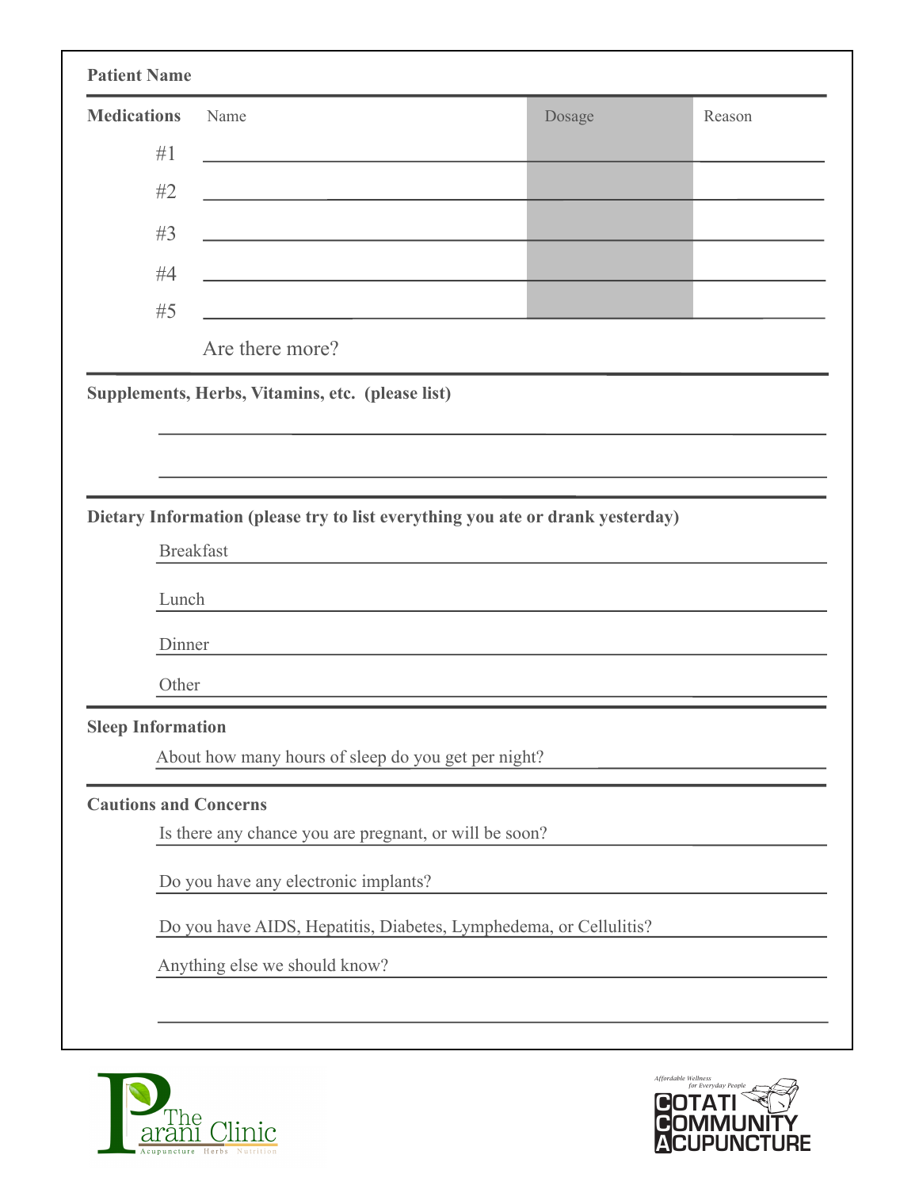**Patient Name**

**Medications**

| | Name | Dosage | Reason |
|---|---|---|---|
| #1 | | | |
| #2 | | | |
| #3 | | | |
| #4 | | | |
| #5 | | | |

Are there more?

**Supplements, Herbs, Vitamins, etc. (please list)**

**Dietary Information (please try to list everything you ate or drank yesterday)**

Breakfast

Lunch

Dinner

Other

**Sleep Information**

About how many hours of sleep do you get per night?

**Cautions and Concerns**

Is there any chance you are pregnant, or will be soon?

Do you have any electronic implants?

Do you have AIDS, Hepatitis, Diabetes, Lymphedema, or Cellulitis?

Anything else we should know?

The Parani Clinic
Acupuncture Herbs Nutrition

Affordable Wellness for Everyday People
COTATI COMMUNITY ACUPUNCTURE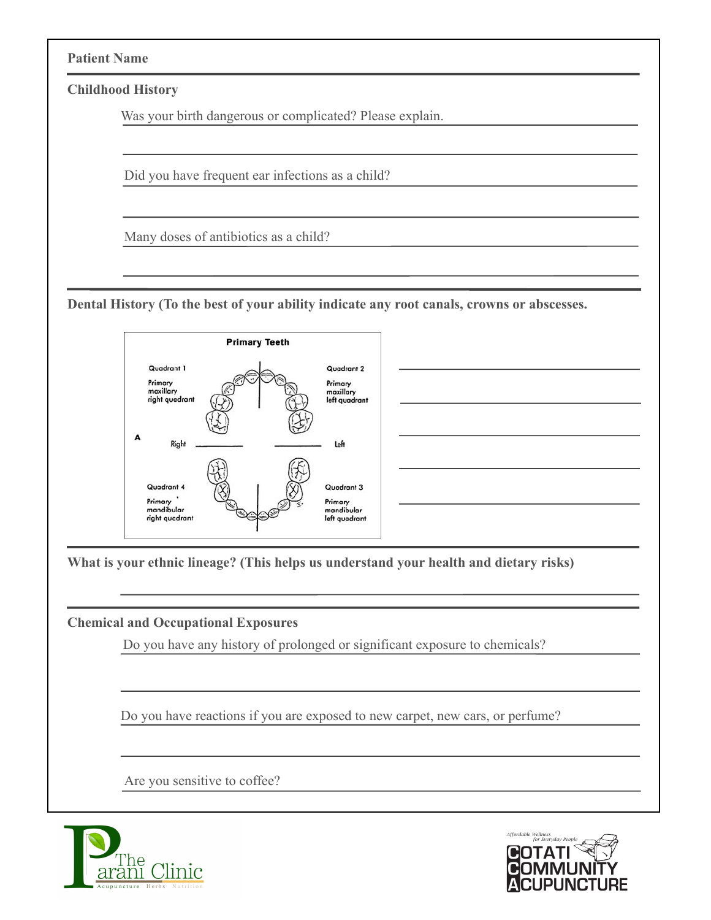**Patient Name**

**Childhood History**

Was your birth dangerous or complicated? Please explain.

Did you have frequent ear infections as a child?

Many doses of antibiotics as a child?

**Dental History (To the best of your ability indicate any root canals, crowns or abscesses.**

Primary Teeth

Quadrant 1 — Primary maxillary right quadrant

Quadrant 2 — Primary maxillary left quadrant

A

Right

Left

Quadrant 4 — Primary mandibular right quadrant

Quadrant 3 — Primary mandibular left quadrant

**What is your ethnic lineage? (This helps us understand your health and dietary risks)**

**Chemical and Occupational Exposures**

Do you have any history of prolonged or significant exposure to chemicals?

Do you have reactions if you are exposed to new carpet, new cars, or perfume?

Are you sensitive to coffee?

The Parani Clinic — Acupuncture Herbs Nutrition

Affordable Wellness for Everyday People — COTATI COMMUNITY ACUPUNCTURE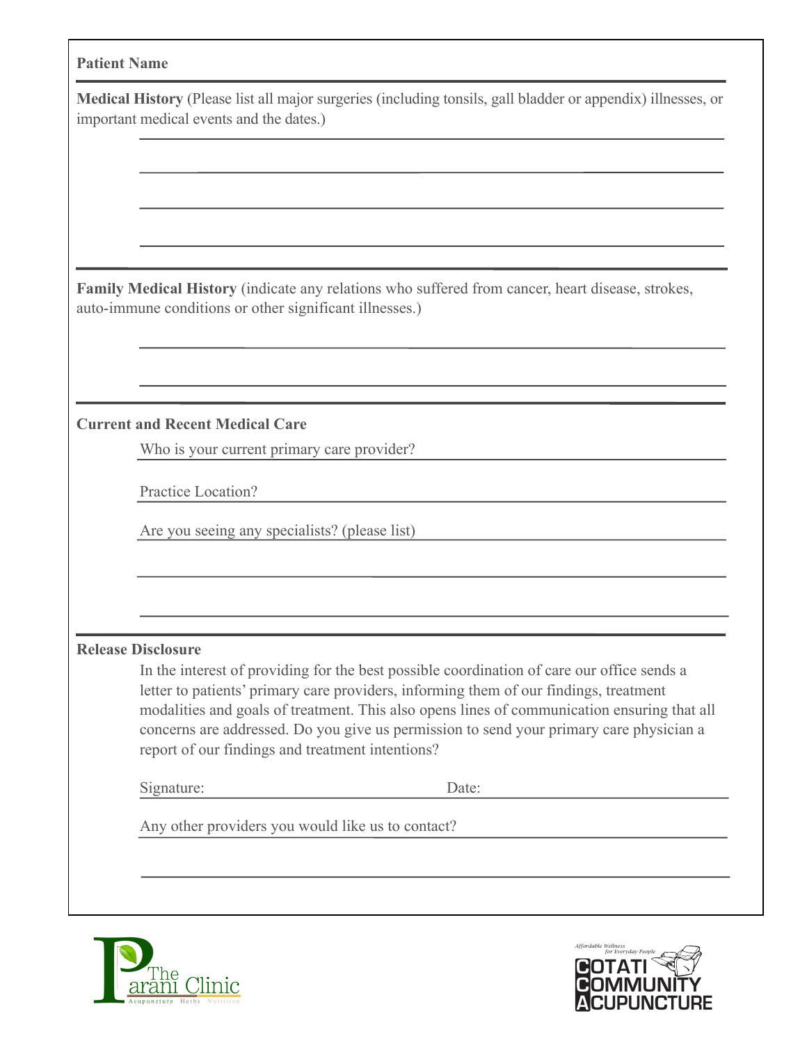**Patient Name**

**Medical History** (Please list all major surgeries (including tonsils, gall bladder or appendix) illnesses, or important medical events and the dates.)

**Family Medical History** (indicate any relations who suffered from cancer, heart disease, strokes, auto-immune conditions or other significant illnesses.)

**Current and Recent Medical Care**

Who is your current primary care provider?

Practice Location?

Are you seeing any specialists? (please list)

**Release Disclosure**

In the interest of providing for the best possible coordination of care our office sends a letter to patients' primary care providers, informing them of our findings, treatment modalities and goals of treatment. This also opens lines of communication ensuring that all concerns are addressed. Do you give us permission to send your primary care physician a report of our findings and treatment intentions?

Signature: Date:

Any other providers you would like us to contact?

The Parani Clinic
Acupuncture Herbs Nutrition

Affordable Wellness for Everyday People
COTATI COMMUNITY ACUPUNCTURE